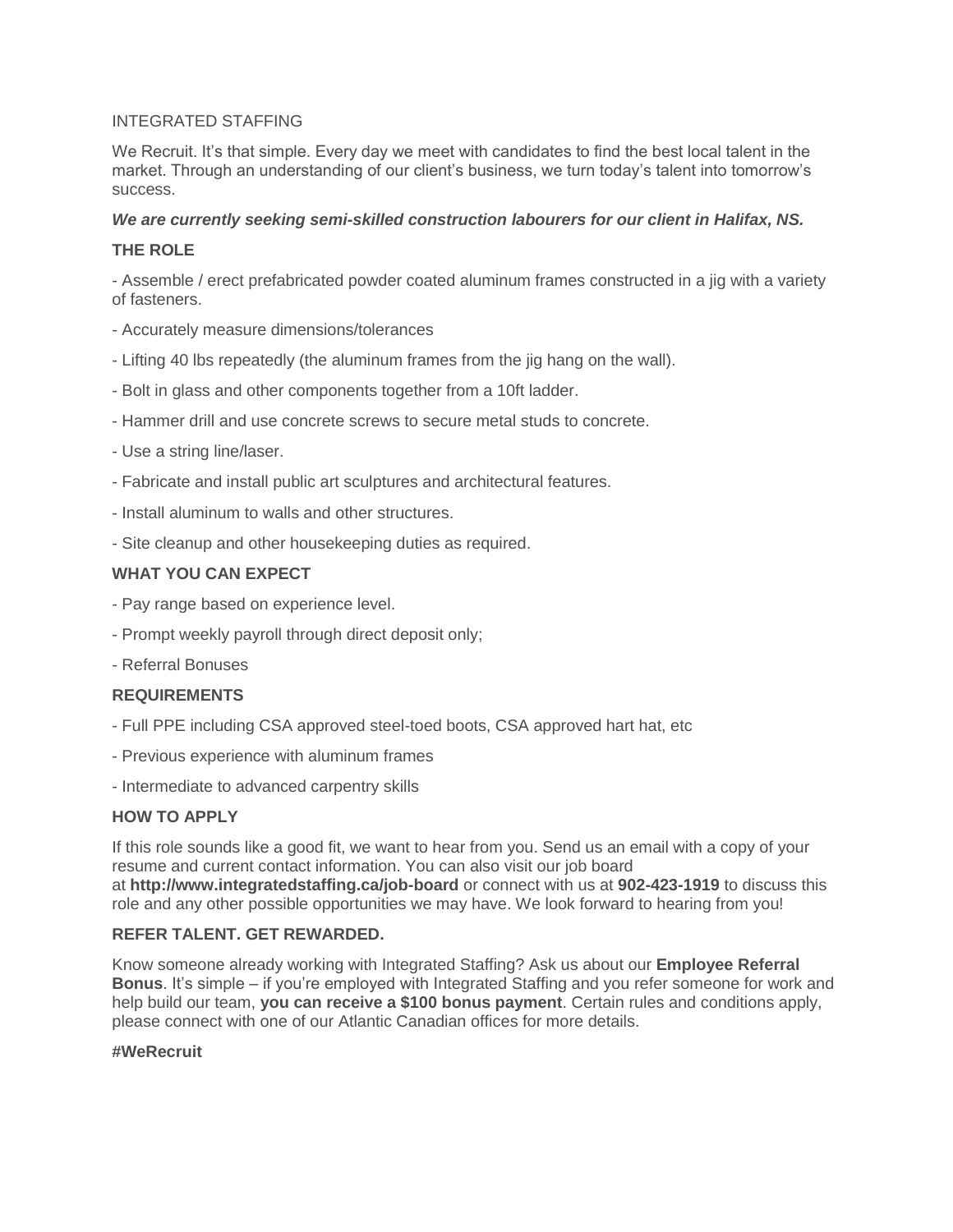INTEGRATED STAFFING

We Recruit. It's that simple. Every day we meet with candidates to find the best local talent in the market. Through an understanding of our client's business, we turn today's talent into tomorrow's success.

***We are currently seeking semi-skilled construction labourers for our client in Halifax, NS.***

**THE ROLE**

- Assemble / erect prefabricated powder coated aluminum frames constructed in a jig with a variety of fasteners.
- Accurately measure dimensions/tolerances
- Lifting 40 lbs repeatedly (the aluminum frames from the jig hang on the wall).
- Bolt in glass and other components together from a 10ft ladder.
- Hammer drill and use concrete screws to secure metal studs to concrete.
- Use a string line/laser.
- Fabricate and install public art sculptures and architectural features.
- Install aluminum to walls and other structures.
- Site cleanup and other housekeeping duties as required.

**WHAT YOU CAN EXPECT**

- Pay range based on experience level.
- Prompt weekly payroll through direct deposit only;
- Referral Bonuses

**REQUIREMENTS**

- Full PPE including CSA approved steel-toed boots, CSA approved hart hat, etc
- Previous experience with aluminum frames
- Intermediate to advanced carpentry skills

**HOW TO APPLY**

If this role sounds like a good fit, we want to hear from you. Send us an email with a copy of your resume and current contact information. You can also visit our job board at **http://www.integratedstaffing.ca/job-board** or connect with us at **902-423-1919** to discuss this role and any other possible opportunities we may have. We look forward to hearing from you!

**REFER TALENT. GET REWARDED.**

Know someone already working with Integrated Staffing? Ask us about our **Employee Referral Bonus**. It's simple – if you're employed with Integrated Staffing and you refer someone for work and help build our team, **you can receive a $100 bonus payment**. Certain rules and conditions apply, please connect with one of our Atlantic Canadian offices for more details.

**#WeRecruit**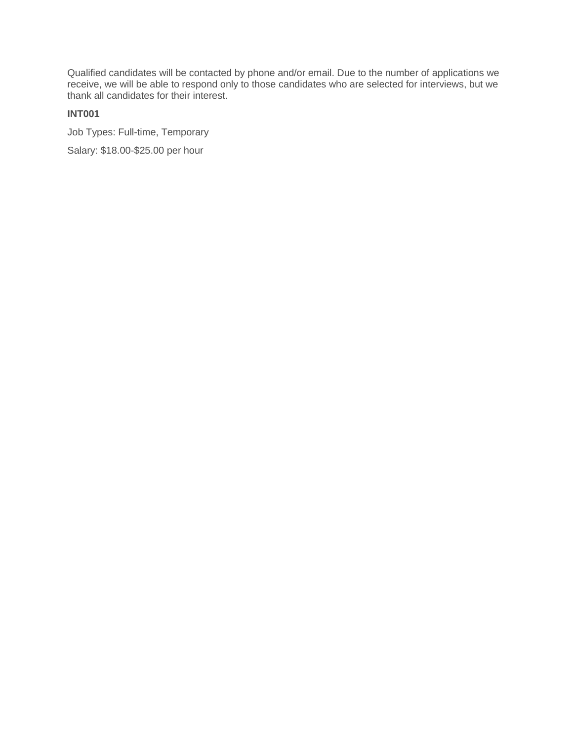Qualified candidates will be contacted by phone and/or email. Due to the number of applications we receive, we will be able to respond only to those candidates who are selected for interviews, but we thank all candidates for their interest.

**INT001**

Job Types: Full-time, Temporary

Salary: $18.00-$25.00 per hour